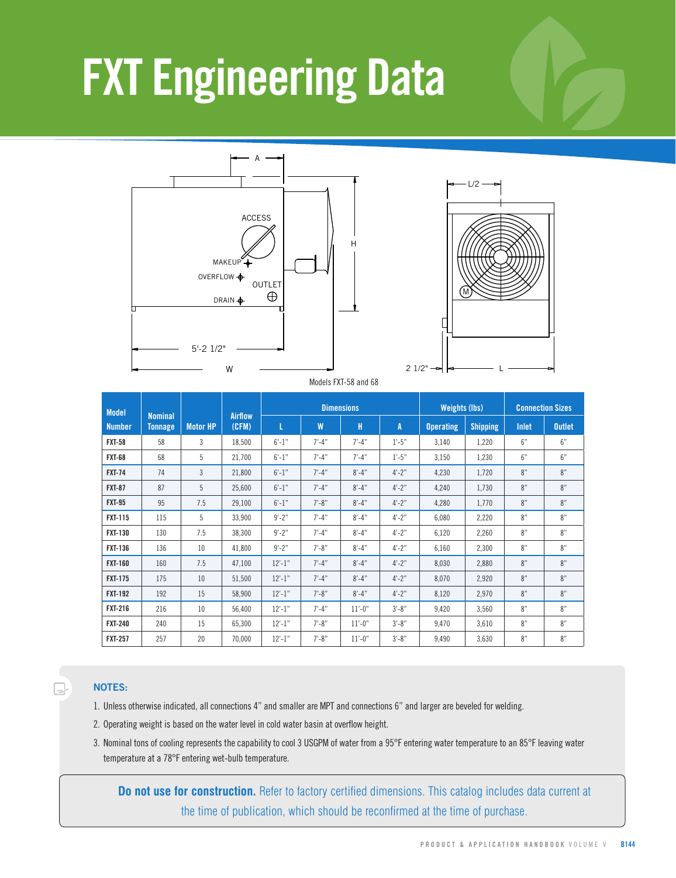# FXT Engineering Data

Models FXT-58 and 68

| Model Number | Nominal Tonnage | Motor HP | Airflow (CFM) | Dimensions | | | | Weights (lbs) | | Connection Sizes | |
|---|---|---|---|---|---|---|---|---|---|---|---|
| | | | | L | W | H | A | Operating | Shipping | Inlet | Outlet |
| **FXT-58** | 58 | 3 | 18,500 | 6'-1" | 7'-4" | 7'-4" | 1'-5" | 3,140 | 1,220 | 6" | 6" |
| **FXT-68** | 68 | 5 | 21,700 | 6'-1" | 7'-4" | 7'-4" | 1'-5" | 3,150 | 1,230 | 6" | 6" |
| **FXT-74** | 74 | 3 | 21,800 | 6'-1" | 7'-4" | 8'-4" | 4'-2" | 4,230 | 1,720 | 8" | 8" |
| **FXT-87** | 87 | 5 | 25,600 | 6'-1" | 7'-4" | 8'-4" | 4'-2" | 4,240 | 1,730 | 8" | 8" |
| **FXT-95** | 95 | 7.5 | 29,100 | 6'-1" | 7'-8" | 8'-4" | 4'-2" | 4,280 | 1,770 | 8" | 8" |
| **FXT-115** | 115 | 5 | 33,900 | 9'-2" | 7'-4" | 8'-4" | 4'-2" | 6,080 | 2,220 | 8" | 8" |
| **FXT-130** | 130 | 7.5 | 38,300 | 9'-2" | 7'-4" | 8'-4" | 4'-2" | 6,120 | 2,260 | 8" | 8" |
| **FXT-136** | 136 | 10 | 41,800 | 9'-2" | 7'-8" | 8'-4" | 4'-2" | 6,160 | 2,300 | 8" | 8" |
| **FXT-160** | 160 | 7.5 | 47,100 | 12'-1" | 7'-4" | 8'-4" | 4'-2" | 8,030 | 2,880 | 8" | 8" |
| **FXT-175** | 175 | 10 | 51,500 | 12'-1" | 7'-4" | 8'-4" | 4'-2" | 8,070 | 2,920 | 8" | 8" |
| **FXT-192** | 192 | 15 | 58,900 | 12'-1" | 7'-8" | 8'-4" | 4'-2" | 8,120 | 2,970 | 8" | 8" |
| **FXT-216** | 216 | 10 | 56,400 | 12'-1" | 7'-4" | 11'-0" | 3'-8" | 9,420 | 3,560 | 8" | 8" |
| **FXT-240** | 240 | 15 | 65,300 | 12'-1" | 7'-8" | 11'-0" | 3'-8" | 9,470 | 3,610 | 8" | 8" |
| **FXT-257** | 257 | 20 | 70,000 | 12'-1" | 7'-8" | 11'-0" | 3'-8" | 9,490 | 3,630 | 8" | 8" |

**NOTES:**

1. Unless otherwise indicated, all connections 4" and smaller are MPT and connections 6" and larger are beveled for welding.
2. Operating weight is based on the water level in cold water basin at overflow height.
3. Nominal tons of cooling represents the capability to cool 3 USGPM of water from a 95°F entering water temperature to an 85°F leaving water temperature at a 78°F entering wet-bulb temperature.

**Do not use for construction.** Refer to factory certified dimensions. This catalog includes data current at the time of publication, which should be reconfirmed at the time of purchase.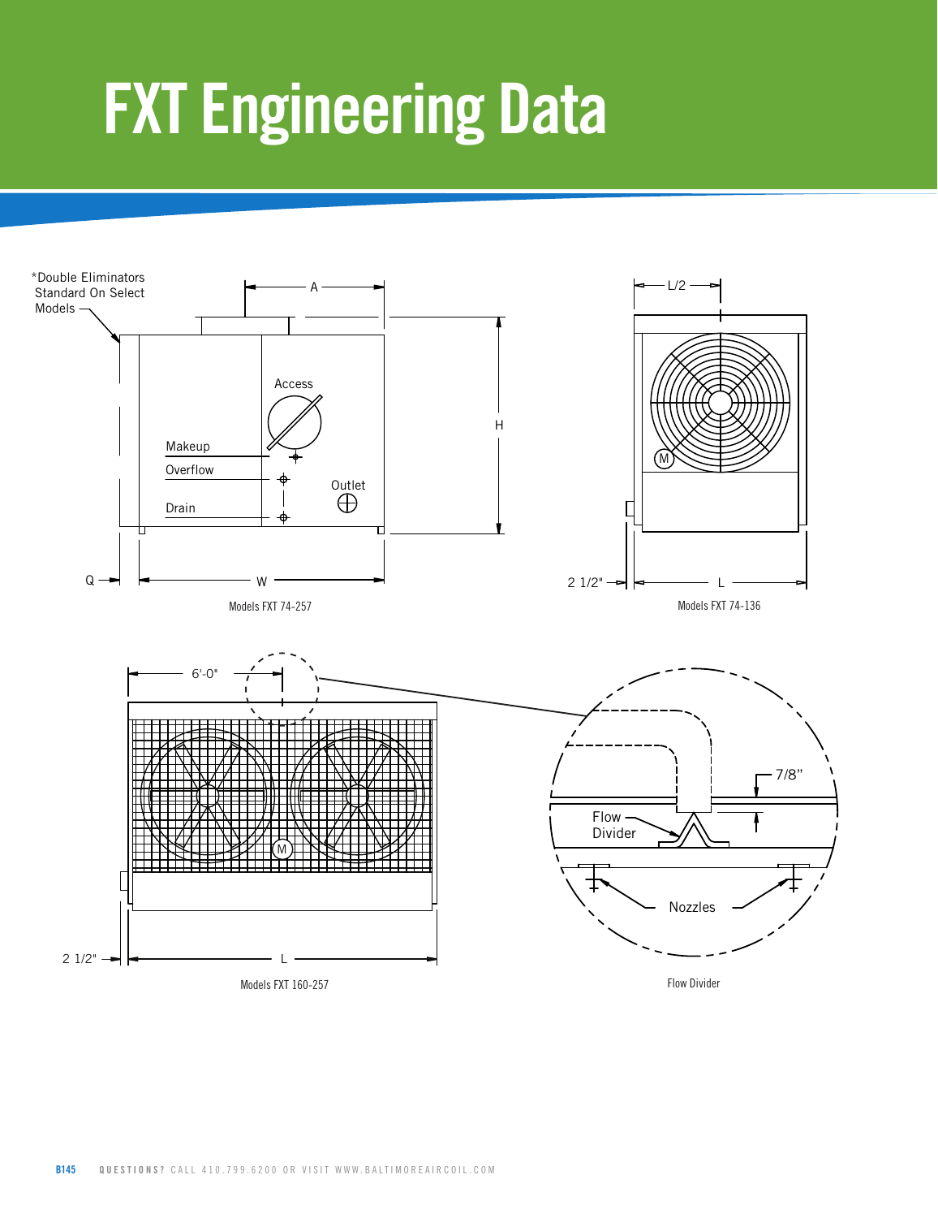# FXT Engineering Data

*Double Eliminators Standard On Select Models

A

Access

Makeup

Overflow

Outlet

Drain

H

Q

W

Models FXT 74-257

L/2

M

2 1/2"

L

Models FXT 74-136

6'-0"

M

2 1/2"

L

Models FXT 160-257

7/8"

Flow Divider

Nozzles

Flow Divider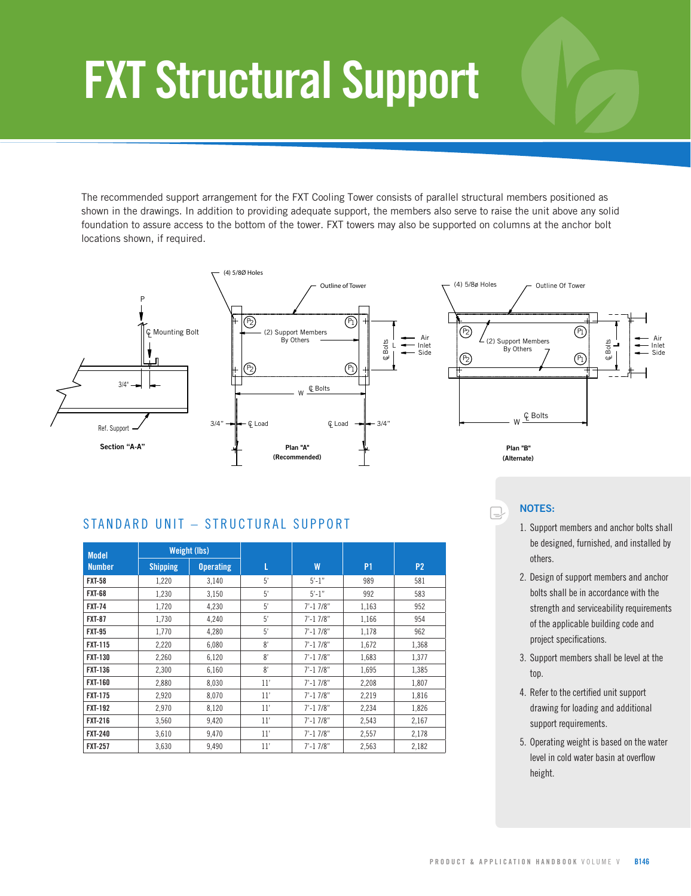# FXT Structural Support

The recommended support arrangement for the FXT Cooling Tower consists of parallel structural members positioned as shown in the drawings. In addition to providing adequate support, the members also serve to raise the unit above any solid foundation to assure access to the bottom of the tower. FXT towers may also be supported on columns at the anchor bolt locations shown, if required.

P

℄ Mounting Bolt

3/4"

Ref. Support

Section "A-A"

(4) 5/8Ø Holes

Outline of Tower

(2) Support Members By Others

P2 P1 P2 P1

℄ Bolts

L

Air Inlet Side

W

3/4"

℄ Load

℄ Load

3/4"

Plan "A" (Recommended)

(4) 5/8ø Holes

Outline Of Tower

(2) Support Members By Others

P2 P1 P2 P1

℄ Bolts

L

Air Inlet Side

W

℄ Bolts

Plan "B" (Alternate)

## STANDARD UNIT – STRUCTURAL SUPPORT

| Model Number | Weight (lbs) | | L | W | P1 | P2 |
|---|---|---|---|---|---|---|
| | Shipping | Operating | | | | |
| FXT-58 | 1,220 | 3,140 | 5' | 5'-1" | 989 | 581 |
| FXT-68 | 1,230 | 3,150 | 5' | 5'-1" | 992 | 583 |
| FXT-74 | 1,720 | 4,230 | 5' | 7'-1 7/8" | 1,163 | 952 |
| FXT-87 | 1,730 | 4,240 | 5' | 7'-1 7/8" | 1,166 | 954 |
| FXT-95 | 1,770 | 4,280 | 5' | 7'-1 7/8" | 1,178 | 962 |
| FXT-115 | 2,220 | 6,080 | 8' | 7'-1 7/8" | 1,672 | 1,368 |
| FXT-130 | 2,260 | 6,120 | 8' | 7'-1 7/8" | 1,683 | 1,377 |
| FXT-136 | 2,300 | 6,160 | 8' | 7'-1 7/8" | 1,695 | 1,385 |
| FXT-160 | 2,880 | 8,030 | 11' | 7'-1 7/8" | 2,208 | 1,807 |
| FXT-175 | 2,920 | 8,070 | 11' | 7'-1 7/8" | 2,219 | 1,816 |
| FXT-192 | 2,970 | 8,120 | 11' | 7'-1 7/8" | 2,234 | 1,826 |
| FXT-216 | 3,560 | 9,420 | 11' | 7'-1 7/8" | 2,543 | 2,167 |
| FXT-240 | 3,610 | 9,470 | 11' | 7'-1 7/8" | 2,557 | 2,178 |
| FXT-257 | 3,630 | 9,490 | 11' | 7'-1 7/8" | 2,563 | 2,182 |

### NOTES:

1. Support members and anchor bolts shall be designed, furnished, and installed by others.
2. Design of support members and anchor bolts shall be in accordance with the strength and serviceability requirements of the applicable building code and project specifications.
3. Support members shall be level at the top.
4. Refer to the certified unit support drawing for loading and additional support requirements.
5. Operating weight is based on the water level in cold water basin at overflow height.